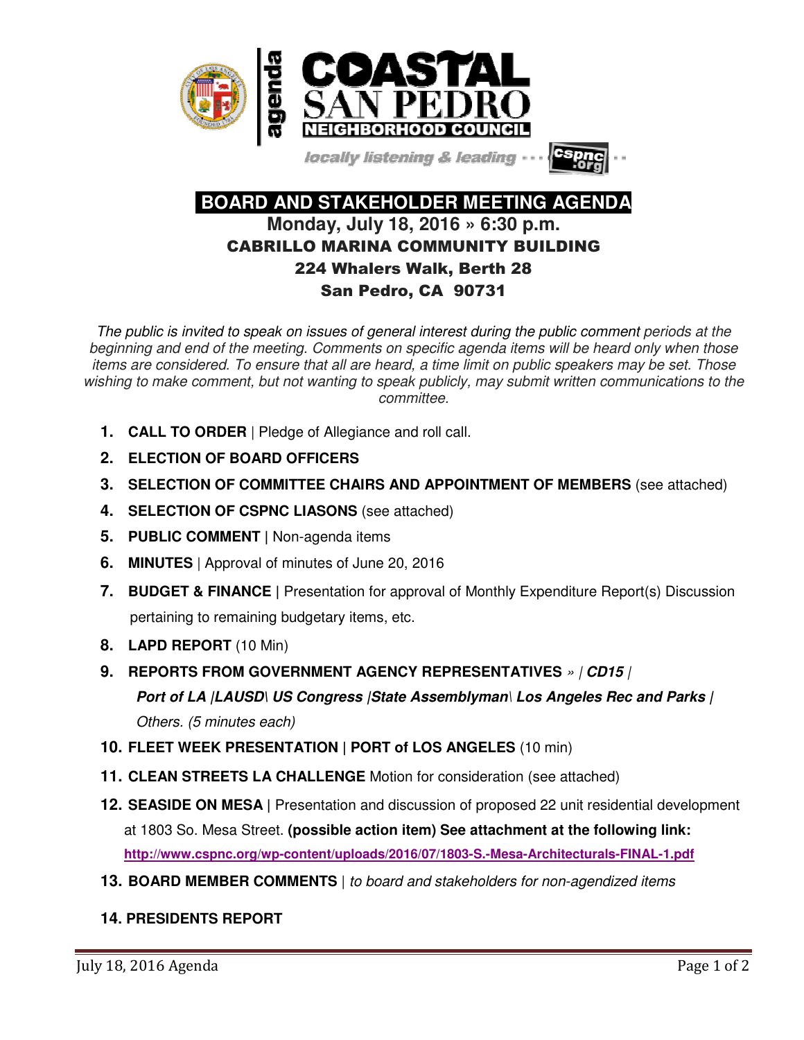COASTAL SAN PEDRO NEIGHBORHOOD COUNCIL

agenda

*locally listening & leading* --- cspnc.org

# BOARD AND STAKEHOLDER MEETING AGENDA

## Monday, July 18, 2016 » 6:30 p.m.

**CABRILLO MARINA COMMUNITY BUILDING**
**224 Whalers Walk, Berth 28**
**San Pedro, CA 90731**

*The public is invited to speak on issues of general interest during the public comment periods at the beginning and end of the meeting. Comments on specific agenda items will be heard only when those items are considered. To ensure that all are heard, a time limit on public speakers may be set. Those wishing to make comment, but not wanting to speak publicly, may submit written communications to the committee.*

1. **CALL TO ORDER** | Pledge of Allegiance and roll call.
2. **ELECTION OF BOARD OFFICERS**
3. **SELECTION OF COMMITTEE CHAIRS AND APPOINTMENT OF MEMBERS** (see attached)
4. **SELECTION OF CSPNC LIASONS** (see attached)
5. **PUBLIC COMMENT |** Non-agenda items
6. **MINUTES** | Approval of minutes of June 20, 2016
7. **BUDGET & FINANCE |** Presentation for approval of Monthly Expenditure Report(s) Discussion pertaining to remaining budgetary items, etc.
8. **LAPD REPORT** (10 Min)
9. **REPORTS FROM GOVERNMENT AGENCY REPRESENTATIVES** *» | **CD15 | Port of LA |LAUSD\ US Congress |State Assemblyman\ Los Angeles Rec and Parks |** Others. (5 minutes each)*
10. **FLEET WEEK PRESENTATION | PORT of LOS ANGELES** (10 min)
11. **CLEAN STREETS LA CHALLENGE** Motion for consideration (see attached)
12. **SEASIDE ON MESA |** Presentation and discussion of proposed 22 unit residential development at 1803 So. Mesa Street. **(possible action item) See attachment at the following link:** **http://www.cspnc.org/wp-content/uploads/2016/07/1803-S.-Mesa-Architecturals-FINAL-1.pdf**
13. **BOARD MEMBER COMMENTS** | *to board and stakeholders for non-agendized items*
14. **PRESIDENTS REPORT**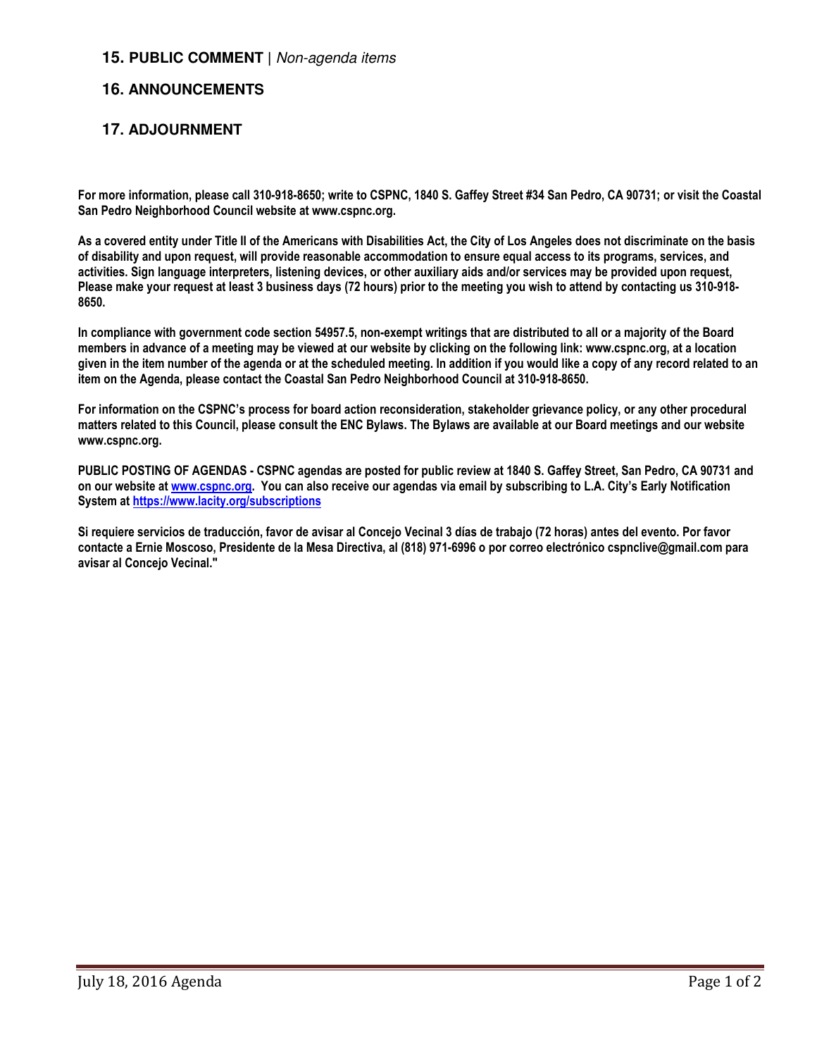## 15. PUBLIC COMMENT | *Non-agenda items*

## 16. ANNOUNCEMENTS

## 17. ADJOURNMENT

**For more information, please call 310-918-8650; write to CSPNC, 1840 S. Gaffey Street #34 San Pedro, CA 90731; or visit the Coastal San Pedro Neighborhood Council website at www.cspnc.org.**

**As a covered entity under Title II of the Americans with Disabilities Act, the City of Los Angeles does not discriminate on the basis of disability and upon request, will provide reasonable accommodation to ensure equal access to its programs, services, and activities. Sign language interpreters, listening devices, or other auxiliary aids and/or services may be provided upon request, Please make your request at least 3 business days (72 hours) prior to the meeting you wish to attend by contacting us 310-918-8650.**

**In compliance with government code section 54957.5, non-exempt writings that are distributed to all or a majority of the Board members in advance of a meeting may be viewed at our website by clicking on the following link: www.cspnc.org, at a location given in the item number of the agenda or at the scheduled meeting. In addition if you would like a copy of any record related to an item on the Agenda, please contact the Coastal San Pedro Neighborhood Council at 310-918-8650.**

**For information on the CSPNC's process for board action reconsideration, stakeholder grievance policy, or any other procedural matters related to this Council, please consult the ENC Bylaws. The Bylaws are available at our Board meetings and our website www.cspnc.org.**

**PUBLIC POSTING OF AGENDAS - CSPNC agendas are posted for public review at 1840 S. Gaffey Street, San Pedro, CA 90731 and on our website at [www.cspnc.org](www.cspnc.org). You can also receive our agendas via email by subscribing to L.A. City's Early Notification System at [https://www.lacity.org/subscriptions](https://www.lacity.org/subscriptions)**

**Si requiere servicios de traducción, favor de avisar al Concejo Vecinal 3 días de trabajo (72 horas) antes del evento. Por favor contacte a Ernie Moscoso, Presidente de la Mesa Directiva, al (818) 971-6996 o por correo electrónico cspnclive@gmail.com para avisar al Concejo Vecinal."**